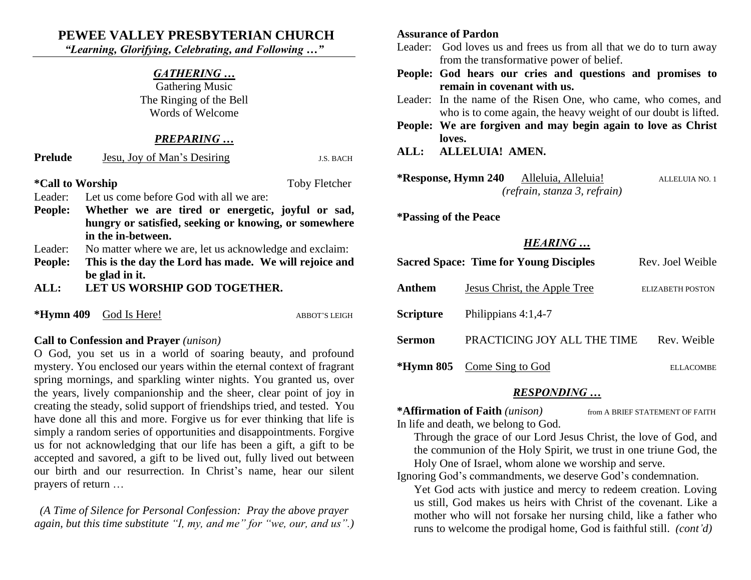# PEWEE VALLEY PRESBYTERIAN CHURCH

*"Learning, Glorifying, Celebrating, and Following …"*

## *GATHERING …*

Gathering Music
The Ringing of the Bell
Words of Welcome

## *PREPARING …*

**Prelude** Jesu, Joy of Man's Desiring J.S. BACH

**\*Call to Worship** Toby Fletcher

Leader: Let us come before God with all we are:

**People: Whether we are tired or energetic, joyful or sad, hungry or satisfied, seeking or knowing, or somewhere in the in-between.**

Leader: No matter where we are, let us acknowledge and exclaim:

**People: This is the day the Lord has made. We will rejoice and be glad in it.**

**ALL: LET US WORSHIP GOD TOGETHER.**

**\*Hymn 409** God Is Here! ABBOT'S LEIGH

**Call to Confession and Prayer** *(unison)*

O God, you set us in a world of soaring beauty, and profound mystery. You enclosed our years within the eternal context of fragrant spring mornings, and sparkling winter nights. You granted us, over the years, lively companionship and the sheer, clear point of joy in creating the steady, solid support of friendships tried, and tested. You have done all this and more. Forgive us for ever thinking that life is simply a random series of opportunities and disappointments. Forgive us for not acknowledging that our life has been a gift, a gift to be accepted and savored, a gift to be lived out, fully lived out between our birth and our resurrection. In Christ's name, hear our silent prayers of return …

*(A Time of Silence for Personal Confession: Pray the above prayer again, but this time substitute "I, my, and me" for "we, our, and us".)*

**Assurance of Pardon**

Leader: God loves us and frees us from all that we do to turn away from the transformative power of belief.

**People: God hears our cries and questions and promises to remain in covenant with us.**

Leader: In the name of the Risen One, who came, who comes, and who is to come again, the heavy weight of our doubt is lifted.

**People: We are forgiven and may begin again to love as Christ loves.**

**ALL: ALLELUIA! AMEN.**

**\*Response, Hymn 240** Alleluia, Alleluia! ALLELUIA NO. 1
*(refrain, stanza 3, refrain)*

**\*Passing of the Peace**

## *HEARING …*

**Sacred Space: Time for Young Disciples** Rev. Joel Weible

**Anthem** Jesus Christ, the Apple Tree ELIZABETH POSTON

**Scripture** Philippians 4:1,4-7

**Sermon** PRACTICING JOY ALL THE TIME Rev. Weible

**\*Hymn 805** Come Sing to God ELLACOMBE

## *RESPONDING …*

**\*Affirmation of Faith** *(unison)* from A BRIEF STATEMENT OF FAITH

In life and death, we belong to God.

Through the grace of our Lord Jesus Christ, the love of God, and the communion of the Holy Spirit, we trust in one triune God, the Holy One of Israel, whom alone we worship and serve.

Ignoring God's commandments, we deserve God's condemnation.

Yet God acts with justice and mercy to redeem creation. Loving us still, God makes us heirs with Christ of the covenant. Like a mother who will not forsake her nursing child, like a father who runs to welcome the prodigal home, God is faithful still. *(cont'd)*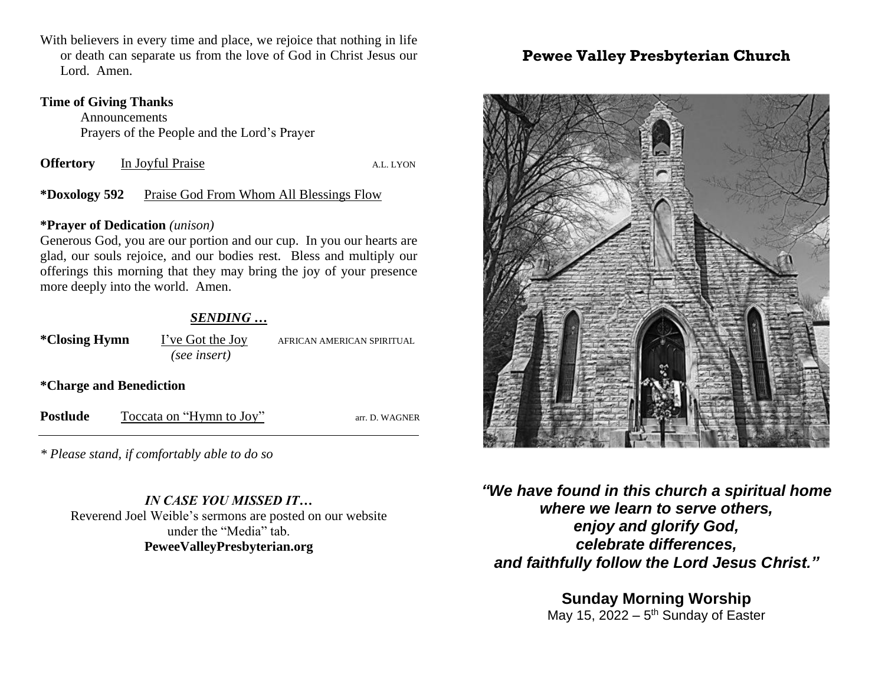With believers in every time and place, we rejoice that nothing in life or death can separate us from the love of God in Christ Jesus our Lord. Amen.

**Time of Giving Thanks**

Announcements

Prayers of the People and the Lord's Prayer

**Offertory** In Joyful Praise A.L. LYON

**\*Doxology 592** Praise God From Whom All Blessings Flow

**\*Prayer of Dedication** *(unison)*

Generous God, you are our portion and our cup. In you our hearts are glad, our souls rejoice, and our bodies rest. Bless and multiply our offerings this morning that they may bring the joy of your presence more deeply into the world. Amen.

***SENDING …***

**\*Closing Hymn** I've Got the Joy *(see insert)* AFRICAN AMERICAN SPIRITUAL

**\*Charge and Benediction**

**Postlude** Toccata on "Hymn to Joy" arr. D. WAGNER

*\* Please stand, if comfortably able to do so*

***IN CASE YOU MISSED IT…***

Reverend Joel Weible's sermons are posted on our website under the "Media" tab.

**PeweeValleyPresbyterian.org**

## Pewee Valley Presbyterian Church

***"We have found in this church a spiritual home where we learn to serve others, enjoy and glorify God, celebrate differences, and faithfully follow the Lord Jesus Christ."***

**Sunday Morning Worship**

May 15, 2022 – 5th Sunday of Easter